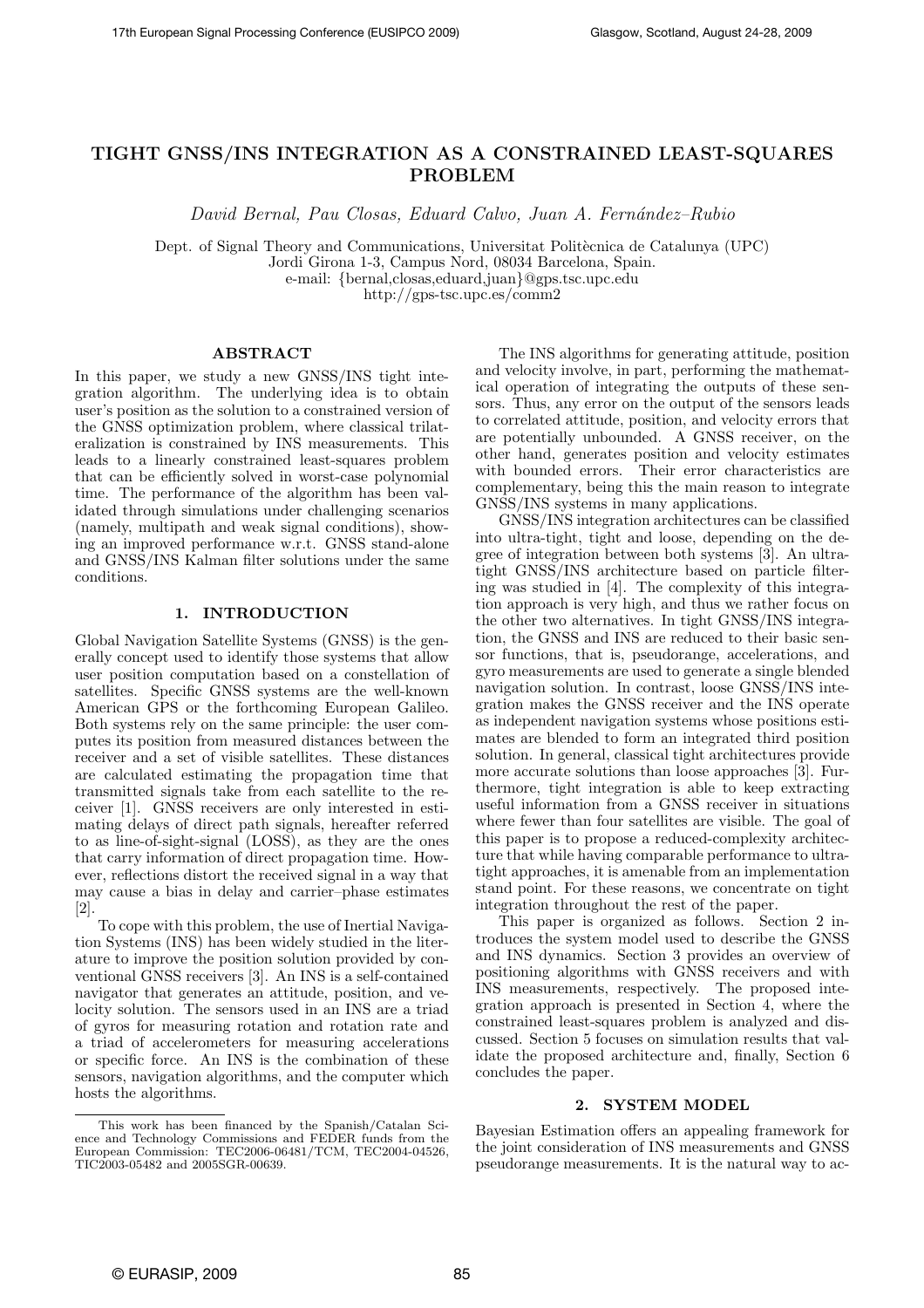# TIGHT GNSS/INS INTEGRATION AS A CONSTRAINED LEAST-SQUARES PROBLEM

*David Bernal, Pau Closas, Eduard Calvo, Juan A. Fernández–Rubio*

Dept. of Signal Theory and Communications, Universitat Politècnica de Catalunya (UPC)
Jordi Girona 1-3, Campus Nord, 08034 Barcelona, Spain.
e-mail: {bernal,closas,eduard,juan}@gps.tsc.upc.edu
http://gps-tsc.upc.es/comm2

## ABSTRACT

In this paper, we study a new GNSS/INS tight integration algorithm. The underlying idea is to obtain user's position as the solution to a constrained version of the GNSS optimization problem, where classical trilateralization is constrained by INS measurements. This leads to a linearly constrained least-squares problem that can be efficiently solved in worst-case polynomial time. The performance of the algorithm has been validated through simulations under challenging scenarios (namely, multipath and weak signal conditions), showing an improved performance w.r.t. GNSS stand-alone and GNSS/INS Kalman filter solutions under the same conditions.

## 1. INTRODUCTION

Global Navigation Satellite Systems (GNSS) is the generally concept used to identify those systems that allow user position computation based on a constellation of satellites. Specific GNSS systems are the well-known American GPS or the forthcoming European Galileo. Both systems rely on the same principle: the user computes its position from measured distances between the receiver and a set of visible satellites. These distances are calculated estimating the propagation time that transmitted signals take from each satellite to the receiver [1]. GNSS receivers are only interested in estimating delays of direct path signals, hereafter referred to as line-of-sight-signal (LOSS), as they are the ones that carry information of direct propagation time. However, reflections distort the received signal in a way that may cause a bias in delay and carrier–phase estimates [2].

To cope with this problem, the use of Inertial Navigation Systems (INS) has been widely studied in the literature to improve the position solution provided by conventional GNSS receivers [3]. An INS is a self-contained navigator that generates an attitude, position, and velocity solution. The sensors used in an INS are a triad of gyros for measuring rotation and rotation rate and a triad of accelerometers for measuring accelerations or specific force. An INS is the combination of these sensors, navigation algorithms, and the computer which hosts the algorithms.

The INS algorithms for generating attitude, position and velocity involve, in part, performing the mathematical operation of integrating the outputs of these sensors. Thus, any error on the output of the sensors leads to correlated attitude, position, and velocity errors that are potentially unbounded. A GNSS receiver, on the other hand, generates position and velocity estimates with bounded errors. Their error characteristics are complementary, being this the main reason to integrate GNSS/INS systems in many applications.

GNSS/INS integration architectures can be classified into ultra-tight, tight and loose, depending on the degree of integration between both systems [3]. An ultra-tight GNSS/INS architecture based on particle filtering was studied in [4]. The complexity of this integration approach is very high, and thus we rather focus on the other two alternatives. In tight GNSS/INS integration, the GNSS and INS are reduced to their basic sensor functions, that is, pseudorange, accelerations, and gyro measurements are used to generate a single blended navigation solution. In contrast, loose GNSS/INS integration makes the GNSS receiver and the INS operate as independent navigation systems whose positions estimates are blended to form an integrated third position solution. In general, classical tight architectures provide more accurate solutions than loose approaches [3]. Furthermore, tight integration is able to keep extracting useful information from a GNSS receiver in situations where fewer than four satellites are visible. The goal of this paper is to propose a reduced-complexity architecture that while having comparable performance to ultra-tight approaches, it is amenable from an implementation stand point. For these reasons, we concentrate on tight integration throughout the rest of the paper.

This paper is organized as follows. Section 2 introduces the system model used to describe the GNSS and INS dynamics. Section 3 provides an overview of positioning algorithms with GNSS receivers and with INS measurements, respectively. The proposed integration approach is presented in Section 4, where the constrained least-squares problem is analyzed and discussed. Section 5 focuses on simulation results that validate the proposed architecture and, finally, Section 6 concludes the paper.

## 2. SYSTEM MODEL

Bayesian Estimation offers an appealing framework for the joint consideration of INS measurements and GNSS pseudorange measurements. It is the natural way to ac-

---

This work has been financed by the Spanish/Catalan Science and Technology Commissions and FEDER funds from the European Commission: TEC2006-06481/TCM, TEC2004-04526, TIC2003-05482 and 2005SGR-00639.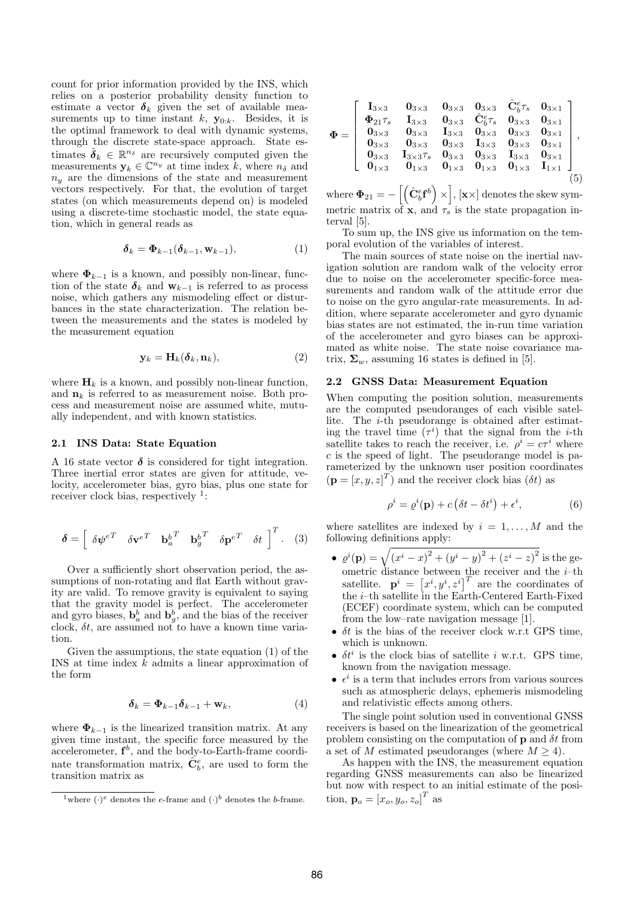count for prior information provided by the INS, which relies on a posterior probability density function to estimate a vector $\boldsymbol{\delta}_k$ given the set of available measurements up to time instant $k$, $\mathbf{y}_{0:k}$. Besides, it is the optimal framework to deal with dynamic systems, through the discrete state-space approach. State estimates $\hat{\boldsymbol{\delta}}_k \in \mathbb{R}^{n_\delta}$ are recursively computed given the measurements $\mathbf{y}_k \in \mathbb{C}^{n_y}$ at time index $k$, where $n_\delta$ and $n_y$ are the dimensions of the state and measurement vectors respectively. For that, the evolution of target states (on which measurements depend on) is modeled using a discrete-time stochastic model, the state equation, which in general reads as

$$\boldsymbol{\delta}_k = \boldsymbol{\Phi}_{k-1}(\boldsymbol{\delta}_{k-1}, \mathbf{w}_{k-1}), \tag{1}$$

where $\boldsymbol{\Phi}_{k-1}$ is a known, and possibly non-linear, function of the state $\boldsymbol{\delta}_k$ and $\mathbf{w}_{k-1}$ is referred to as process noise, which gathers any mismodeling effect or disturbances in the state characterization. The relation between the measurements and the states is modeled by the measurement equation

$$\mathbf{y}_k = \mathbf{H}_k(\boldsymbol{\delta}_k, \mathbf{n}_k), \tag{2}$$

where $\mathbf{H}_k$ is a known, and possibly non-linear function, and $\mathbf{n}_k$ is referred to as measurement noise. Both process and measurement noise are assumed white, mutually independent, and with known statistics.

### 2.1 INS Data: State Equation

A 16 state vector $\boldsymbol{\delta}$ is considered for tight integration. Three inertial error states are given for attitude, velocity, accelerometer bias, gyro bias, plus one state for receiver clock bias, respectively [1]:

$$\boldsymbol{\delta} = \left[ \begin{array}{cccccc} \delta\boldsymbol{\psi}^{e^T} & \delta\mathbf{v}^{e^T} & \mathbf{b}_a^{b^T} & \mathbf{b}_g^{b^T} & \delta\mathbf{p}^{e^T} & \delta t \end{array} \right]^T. \tag{3}$$

Over a sufficiently short observation period, the assumptions of non-rotating and flat Earth without gravity are valid. To remove gravity is equivalent to saying that the gravity model is perfect. The accelerometer and gyro biases, $\mathbf{b}_a^b$ and $\mathbf{b}_g^b$, and the bias of the receiver clock, $\delta t$, are assumed not to have a known time variation.

Given the assumptions, the state equation (1) of the INS at time index $k$ admits a linear approximation of the form

$$\boldsymbol{\delta}_k = \boldsymbol{\Phi}_{k-1}\boldsymbol{\delta}_{k-1} + \mathbf{w}_k, \tag{4}$$

where $\boldsymbol{\Phi}_{k-1}$ is the linearized transition matrix. At any given time instant, the specific force measured by the accelerometer, $\mathbf{f}^b$, and the body-to-Earth-frame coordinate transformation matrix, $\hat{\mathbf{C}}_b^e$, are used to form the transition matrix as

$$\boldsymbol{\Phi} = \left[ \begin{array}{cccccc} \mathbf{I}_{3\times3} & \mathbf{0}_{3\times3} & \mathbf{0}_{3\times3} & \mathbf{0}_{3\times3} & \hat{\mathbf{C}}_b^e\tau_s & \mathbf{0}_{3\times1} \\ \boldsymbol{\Phi}_{21}\tau_s & \mathbf{I}_{3\times3} & \mathbf{0}_{3\times3} & \hat{\mathbf{C}}_b^e\tau_s & \mathbf{0}_{3\times3} & \mathbf{0}_{3\times1} \\ \mathbf{0}_{3\times3} & \mathbf{0}_{3\times3} & \mathbf{I}_{3\times3} & \mathbf{0}_{3\times3} & \mathbf{0}_{3\times3} & \mathbf{0}_{3\times1} \\ \mathbf{0}_{3\times3} & \mathbf{0}_{3\times3} & \mathbf{0}_{3\times3} & \mathbf{I}_{3\times3} & \mathbf{0}_{3\times3} & \mathbf{0}_{3\times1} \\ \mathbf{0}_{3\times3} & \mathbf{I}_{3\times3}\tau_s & \mathbf{0}_{3\times3} & \mathbf{0}_{3\times3} & \mathbf{I}_{3\times3} & \mathbf{0}_{3\times1} \\ \mathbf{0}_{1\times3} & \mathbf{0}_{1\times3} & \mathbf{0}_{1\times3} & \mathbf{0}_{1\times3} & \mathbf{0}_{1\times3} & \mathbf{I}_{1\times1} \end{array} \right], \tag{5}$$

where $\boldsymbol{\Phi}_{21} = -\left[\left(\hat{\mathbf{C}}_b^e\mathbf{f}^b\right)\times\right]$, $[\mathbf{x}\times]$ denotes the skew symmetric matrix of $\mathbf{x}$, and $\tau_s$ is the state propagation interval [5].

To sum up, the INS give us information on the temporal evolution of the variables of interest.

The main sources of state noise on the inertial navigation solution are random walk of the velocity error due to noise on the accelerometer specific-force measurements and random walk of the attitude error due to noise on the gyro angular-rate measurements. In addition, where separate accelerometer and gyro dynamic bias states are not estimated, the in-run time variation of the accelerometer and gyro biases can be approximated as white noise. The state noise covariance matrix, $\boldsymbol{\Sigma}_w$, assuming 16 states is defined in [5].

### 2.2 GNSS Data: Measurement Equation

When computing the position solution, measurements are the computed pseudoranges of each visible satellite. The $i$-th pseudorange is obtained after estimating the travel time ($\tau^i$) that the signal from the $i$-th satellite takes to reach the receiver, i.e. $\rho^i = c\tau^i$ where $c$ is the speed of light. The pseudorange model is parameterized by the unknown user position coordinates ($\mathbf{p} = [x, y, z]^T$) and the receiver clock bias ($\delta t$) as

$$\rho^i = \varrho^i(\mathbf{p}) + c\left(\delta t - \delta t^i\right) + \epsilon^i, \tag{6}$$

where satellites are indexed by $i = 1, \ldots, M$ and the following definitions apply:

- $\varrho^i(\mathbf{p}) = \sqrt{\left(x^i - x\right)^2 + \left(y^i - y\right)^2 + \left(z^i - z\right)^2}$ is the geometric distance between the receiver and the $i$–th satellite. $\mathbf{p}^i = \left[x^i, y^i, z^i\right]^T$ are the coordinates of the $i$–th satellite in the Earth-Centered Earth-Fixed (ECEF) coordinate system, which can be computed from the low–rate navigation message [1].
- $\delta t$ is the bias of the receiver clock w.r.t GPS time, which is unknown.
- $\delta t^i$ is the clock bias of satellite $i$ w.r.t. GPS time, known from the navigation message.
- $\epsilon^i$ is a term that includes errors from various sources such as atmospheric delays, ephemeris mismodeling and relativistic effects among others.

The single point solution used in conventional GNSS receivers is based on the linearization of the geometrical problem consisting on the computation of $\mathbf{p}$ and $\delta t$ from a set of $M$ estimated pseudoranges (where $M \geq 4$).

As happen with the INS, the measurement equation regarding GNSS measurements can also be linearized but now with respect to an initial estimate of the position, $\mathbf{p}_o = [x_o, y_o, z_o]^T$ as

[1] where $(\cdot)^e$ denotes the $e$-frame and $(\cdot)^b$ denotes the $b$-frame.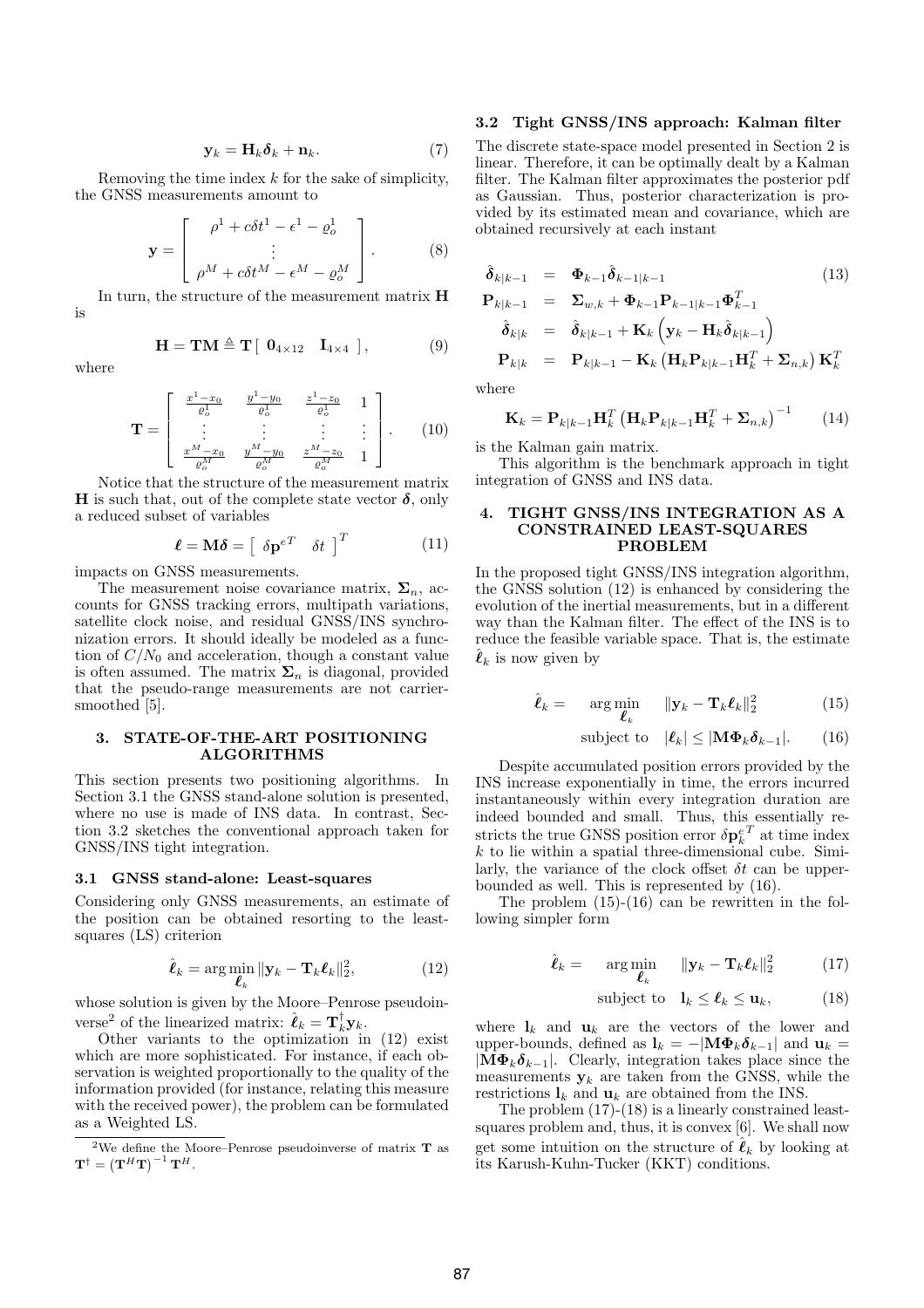$$\mathbf{y}_k = \mathbf{H}_k \boldsymbol{\delta}_k + \mathbf{n}_k. \tag{7}$$

Removing the time index $k$ for the sake of simplicity, the GNSS measurements amount to

$$\mathbf{y} = \begin{bmatrix} \rho^1 + c\delta t^1 - \epsilon^1 - \varrho_o^1 \\ \vdots \\ \rho^M + c\delta t^M - \epsilon^M - \varrho_o^M \end{bmatrix}. \tag{8}$$

In turn, the structure of the measurement matrix $\mathbf{H}$ is

$$\mathbf{H} = \mathbf{T}\mathbf{M} \triangleq \mathbf{T} \left[ \begin{array}{cc} \mathbf{0}_{4\times 12} & \mathbf{I}_{4\times 4} \end{array} \right], \tag{9}$$

where

$$\mathbf{T} = \begin{bmatrix} \frac{x^1 - x_0}{\varrho_o^1} & \frac{y^1 - y_0}{\varrho_o^1} & \frac{z^1 - z_0}{\varrho_o^1} & 1 \\ \vdots & \vdots & \vdots & \vdots \\ \frac{x^M - x_0}{\varrho_o^M} & \frac{y^M - y_0}{\varrho_o^M} & \frac{z^M - z_0}{\varrho_o^M} & 1 \end{bmatrix}. \tag{10}$$

Notice that the structure of the measurement matrix $\mathbf{H}$ is such that, out of the complete state vector $\boldsymbol{\delta}$, only a reduced subset of variables

$$\boldsymbol{\ell} = \mathbf{M}\boldsymbol{\delta} = \left[ \begin{array}{cc} \delta\mathbf{p}^{eT} & \delta t \end{array} \right]^T \tag{11}$$

impacts on GNSS measurements.

The measurement noise covariance matrix, $\boldsymbol{\Sigma}_n$, accounts for GNSS tracking errors, multipath variations, satellite clock noise, and residual GNSS/INS synchronization errors. It should ideally be modeled as a function of $C/N_0$ and acceleration, though a constant value is often assumed. The matrix $\boldsymbol{\Sigma}_n$ is diagonal, provided that the pseudo-range measurements are not carrier-smoothed [5].

## 3. STATE-OF-THE-ART POSITIONING ALGORITHMS

This section presents two positioning algorithms. In Section 3.1 the GNSS stand-alone solution is presented, where no use is made of INS data. In contrast, Section 3.2 sketches the conventional approach taken for GNSS/INS tight integration.

### 3.1 GNSS stand-alone: Least-squares

Considering only GNSS measurements, an estimate of the position can be obtained resorting to the least-squares (LS) criterion

$$\hat{\boldsymbol{\ell}}_k = \arg\min_{\boldsymbol{\ell}_k} \|\mathbf{y}_k - \mathbf{T}_k \boldsymbol{\ell}_k\|_2^2, \tag{12}$$

whose solution is given by the Moore–Penrose pseudoinverse[2] of the linearized matrix: $\hat{\boldsymbol{\ell}}_k = \mathbf{T}_k^{\dagger} \mathbf{y}_k$.

Other variants to the optimization in (12) exist which are more sophisticated. For instance, if each observation is weighted proportionally to the quality of the information provided (for instance, relating this measure with the received power), the problem can be formulated as a Weighted LS.

### 3.2 Tight GNSS/INS approach: Kalman filter

The discrete state-space model presented in Section 2 is linear. Therefore, it can be optimally dealt by a Kalman filter. The Kalman filter approximates the posterior pdf as Gaussian. Thus, posterior characterization is provided by its estimated mean and covariance, which are obtained recursively at each instant

$$\begin{aligned}
\hat{\boldsymbol{\delta}}_{k|k-1} &= \boldsymbol{\Phi}_{k-1} \hat{\boldsymbol{\delta}}_{k-1|k-1} \\
\mathbf{P}_{k|k-1} &= \boldsymbol{\Sigma}_{w,k} + \boldsymbol{\Phi}_{k-1} \mathbf{P}_{k-1|k-1} \boldsymbol{\Phi}_{k-1}^T \\
\hat{\boldsymbol{\delta}}_{k|k} &= \hat{\boldsymbol{\delta}}_{k|k-1} + \mathbf{K}_k \left( \mathbf{y}_k - \mathbf{H}_k \hat{\boldsymbol{\delta}}_{k|k-1} \right) \\
\mathbf{P}_{k|k} &= \mathbf{P}_{k|k-1} - \mathbf{K}_k \left( \mathbf{H}_k \mathbf{P}_{k|k-1} \mathbf{H}_k^T + \boldsymbol{\Sigma}_{n,k} \right) \mathbf{K}_k^T
\end{aligned} \tag{13}$$

where

$$\mathbf{K}_k = \mathbf{P}_{k|k-1} \mathbf{H}_k^T \left( \mathbf{H}_k \mathbf{P}_{k|k-1} \mathbf{H}_k^T + \boldsymbol{\Sigma}_{n,k} \right)^{-1} \tag{14}$$

is the Kalman gain matrix.

This algorithm is the benchmark approach in tight integration of GNSS and INS data.

## 4. TIGHT GNSS/INS INTEGRATION AS A CONSTRAINED LEAST-SQUARES PROBLEM

In the proposed tight GNSS/INS integration algorithm, the GNSS solution (12) is enhanced by considering the evolution of the inertial measurements, but in a different way than the Kalman filter. The effect of the INS is to reduce the feasible variable space. That is, the estimate $\hat{\boldsymbol{\ell}}_k$ is now given by

$$\hat{\boldsymbol{\ell}}_k = \arg\min_{\boldsymbol{\ell}_k} \quad \|\mathbf{y}_k - \mathbf{T}_k \boldsymbol{\ell}_k\|_2^2 \tag{15}$$

$$\text{subject to} \quad |\boldsymbol{\ell}_k| \leq |\mathbf{M}\boldsymbol{\Phi}_k \boldsymbol{\delta}_{k-1}|. \tag{16}$$

Despite accumulated position errors provided by the INS increase exponentially in time, the errors incurred instantaneously within every integration duration are indeed bounded and small. Thus, this essentially restricts the true GNSS position error $\delta\mathbf{p}_k^{eT}$ at time index $k$ to lie within a spatial three-dimensional cube. Similarly, the variance of the clock offset $\delta t$ can be upper-bounded as well. This is represented by (16).

The problem (15)-(16) can be rewritten in the following simpler form

$$\hat{\boldsymbol{\ell}}_k = \arg\min_{\boldsymbol{\ell}_k} \quad \|\mathbf{y}_k - \mathbf{T}_k \boldsymbol{\ell}_k\|_2^2 \tag{17}$$

$$\text{subject to} \quad \mathbf{l}_k \leq \boldsymbol{\ell}_k \leq \mathbf{u}_k, \tag{18}$$

where $\mathbf{l}_k$ and $\mathbf{u}_k$ are the vectors of the lower and upper-bounds, defined as $\mathbf{l}_k = -|\mathbf{M}\boldsymbol{\Phi}_k \boldsymbol{\delta}_{k-1}|$ and $\mathbf{u}_k = |\mathbf{M}\boldsymbol{\Phi}_k \boldsymbol{\delta}_{k-1}|$. Clearly, integration takes place since the measurements $\mathbf{y}_k$ are taken from the GNSS, while the restrictions $\mathbf{l}_k$ and $\mathbf{u}_k$ are obtained from the INS.

The problem (17)-(18) is a linearly constrained least-squares problem and, thus, it is convex [6]. We shall now get some intuition on the structure of $\hat{\boldsymbol{\ell}}_k$ by looking at its Karush-Kuhn-Tucker (KKT) conditions.

---

[2] We define the Moore–Penrose pseudoinverse of matrix $\mathbf{T}$ as $\mathbf{T}^{\dagger} = \left(\mathbf{T}^H \mathbf{T}\right)^{-1} \mathbf{T}^H$.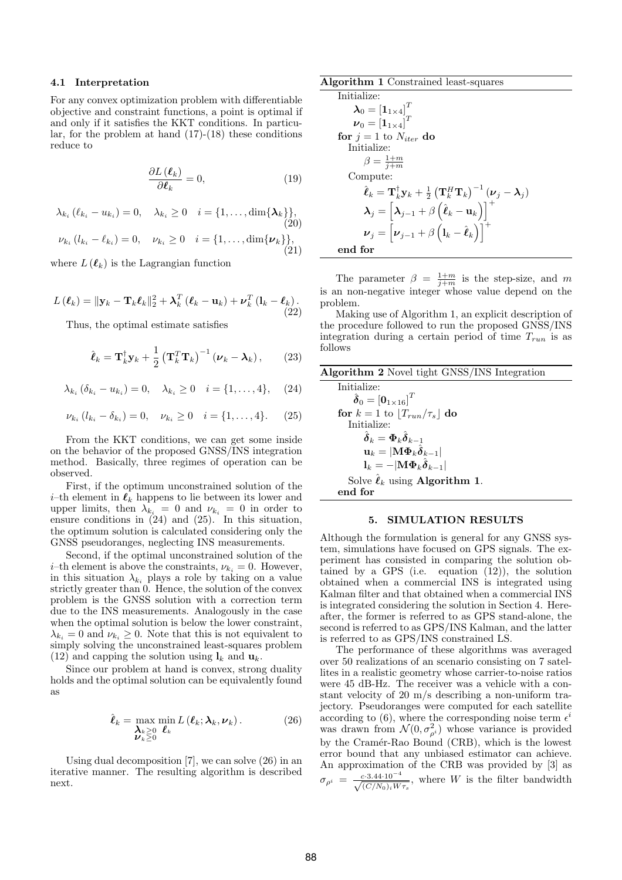### 4.1 Interpretation

For any convex optimization problem with differentiable objective and constraint functions, a point is optimal if and only if it satisfies the KKT conditions. In particular, for the problem at hand (17)-(18) these conditions reduce to

$$\frac{\partial L\left(\boldsymbol{\ell}_k\right)}{\partial \boldsymbol{\ell}_k} = 0, \tag{19}$$

$$\lambda_{k_i}\left(\ell_{k_i} - u_{k_i}\right) = 0, \quad \lambda_{k_i} \geq 0 \quad i = \{1, \ldots, \dim\{\boldsymbol{\lambda}_k\}\}, \tag{20}$$

$$\nu_{k_i}\left(l_{k_i} - \ell_{k_i}\right) = 0, \quad \nu_{k_i} \geq 0 \quad i = \{1, \ldots, \dim\{\boldsymbol{\nu}_k\}\}, \tag{21}$$

where $L\left(\boldsymbol{\ell}_k\right)$ is the Lagrangian function

$$L\left(\boldsymbol{\ell}_k\right) = \|\mathbf{y}_k - \mathbf{T}_k \boldsymbol{\ell}_k\|_2^2 + \boldsymbol{\lambda}_k^T\left(\boldsymbol{\ell}_k - \mathbf{u}_k\right) + \boldsymbol{\nu}_k^T\left(\mathbf{l}_k - \boldsymbol{\ell}_k\right). \tag{22}$$

Thus, the optimal estimate satisfies

$$\hat{\boldsymbol{\ell}}_k = \mathbf{T}_k^{\dagger}\mathbf{y}_k + \frac{1}{2}\left(\mathbf{T}_k^T\mathbf{T}_k\right)^{-1}\left(\boldsymbol{\nu}_k - \boldsymbol{\lambda}_k\right), \tag{23}$$

$$\lambda_{k_i}\left(\delta_{k_i} - u_{k_i}\right) = 0, \quad \lambda_{k_i} \geq 0 \quad i = \{1, \ldots, 4\}, \tag{24}$$

$$\nu_{k_i}\left(l_{k_i} - \delta_{k_i}\right) = 0, \quad \nu_{k_i} \geq 0 \quad i = \{1, \ldots, 4\}. \tag{25}$$

From the KKT conditions, we can get some inside on the behavior of the proposed GNSS/INS integration method. Basically, three regimes of operation can be observed.

First, if the optimum unconstrained solution of the $i$–th element in $\boldsymbol{\ell}_k$ happens to lie between its lower and upper limits, then $\lambda_{k_i} = 0$ and $\nu_{k_i} = 0$ in order to ensure conditions in (24) and (25). In this situation, the optimum solution is calculated considering only the GNSS pseudoranges, neglecting INS measurements.

Second, if the optimal unconstrained solution of the $i$–th element is above the constraints, $\nu_{k_i} = 0$. However, in this situation $\lambda_{k_i}$ plays a role by taking on a value strictly greater than 0. Hence, the solution of the convex problem is the GNSS solution with a correction term due to the INS measurements. Analogously in the case when the optimal solution is below the lower constraint, $\lambda_{k_i} = 0$ and $\nu_{k_i} \geq 0$. Note that this is not equivalent to simply solving the unconstrained least-squares problem (12) and capping the solution using $\mathbf{l}_k$ and $\mathbf{u}_k$.

Since our problem at hand is convex, strong duality holds and the optimal solution can be equivalently found as

$$\hat{\boldsymbol{\ell}}_k = \max_{\substack{\boldsymbol{\lambda}_k \geq 0 \\ \boldsymbol{\nu}_k \geq 0}} \min_{\boldsymbol{\ell}_k} L\left(\boldsymbol{\ell}_k; \boldsymbol{\lambda}_k, \boldsymbol{\nu}_k\right). \tag{26}$$

Using dual decomposition [7], we can solve (26) in an iterative manner. The resulting algorithm is described next.

**Algorithm 1** Constrained least-squares

```
Initialize:
    λ_0 = [1_{1×4}]^T
    ν_0 = [1_{1×4}]^T
for j = 1 to N_iter do
    Initialize:
        β = (1+m)/(j+m)
    Compute:
        ℓ̂_k = T_k^† y_k + (1/2) (T_k^H T_k)^{-1} (ν_j − λ_j)
        λ_j = [λ_{j−1} + β (ℓ̂_k − u_k)]^+
        ν_j = [ν_{j−1} + β (l_k − ℓ̂_k)]^+
end for
```

The parameter $\beta = \frac{1+m}{j+m}$ is the step-size, and $m$ is an non-negative integer whose value depend on the problem.

Making use of Algorithm 1, an explicit description of the procedure followed to run the proposed GNSS/INS integration during a certain period of time $T_{run}$ is as follows

**Algorithm 2** Novel tight GNSS/INS Integration

```
Initialize:
    δ̂_0 = [0_{1×16}]^T
for k = 1 to ⌊T_run/τ_s⌋ do
    Initialize:
        δ̂_k = Φ_k δ̂_{k−1}
        u_k = |M Φ_k δ̂_{k−1}|
        l_k = −|M Φ_k δ̂_{k−1}|
    Solve ℓ̂_k using Algorithm 1.
end for
```

## 5. SIMULATION RESULTS

Although the formulation is general for any GNSS system, simulations have focused on GPS signals. The experiment has consisted in comparing the solution obtained by a GPS (i.e. equation (12)), the solution obtained when a commercial INS is integrated using Kalman filter and that obtained when a commercial INS is integrated considering the solution in Section 4. Hereafter, the former is referred to as GPS stand-alone, the second is referred to as GPS/INS Kalman, and the latter is referred to as GPS/INS constrained LS.

The performance of these algorithms was averaged over 50 realizations of an scenario consisting on 7 satellites in a realistic geometry whose carrier-to-noise ratios were 45 dB-Hz. The receiver was a vehicle with a constant velocity of 20 m/s describing a non-uniform trajectory. Pseudoranges were computed for each satellite according to (6), where the corresponding noise term $\epsilon^i$ was drawn from $\mathcal{N}(0, \sigma_{\rho^i}^2)$ whose variance is provided by the Cramér-Rao Bound (CRB), which is the lowest error bound that any unbiased estimator can achieve. An approximation of the CRB was provided by [3] as $\sigma_{\rho^i} = \frac{c \cdot 3.44 \cdot 10^{-4}}{\sqrt{(C/N_0)_i W \tau_s}}$, where $W$ is the filter bandwidth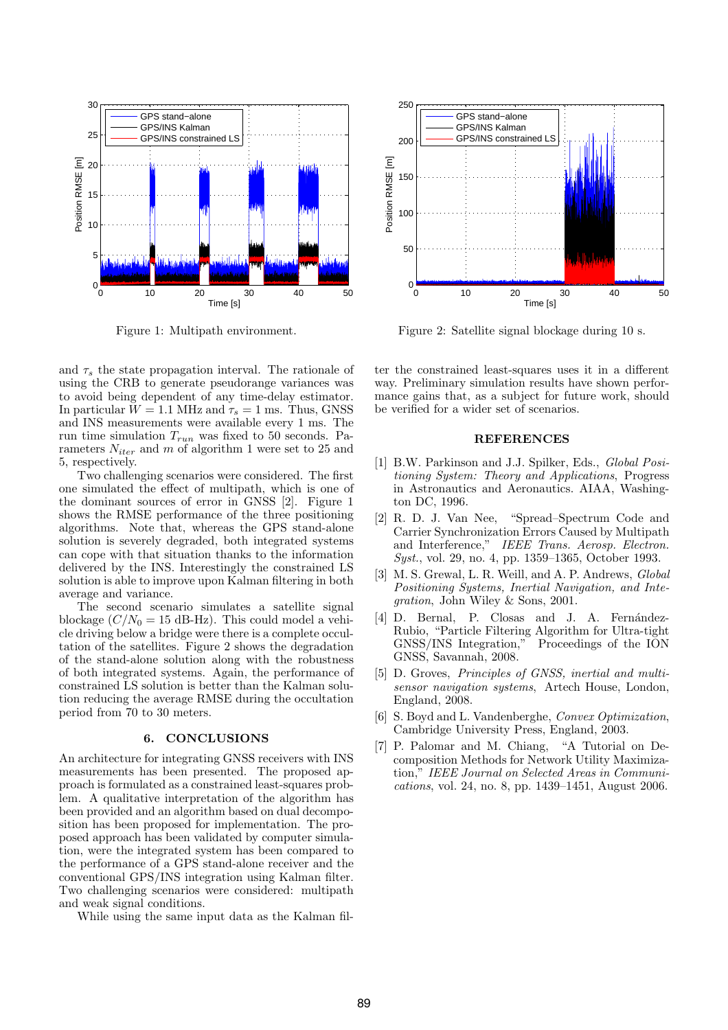30
25
20
15
10
5
0
0 10 20 30 40 50
Time [s]
Position RMSE [m]
GPS stand−alone
GPS/INS Kalman
GPS/INS constrained LS

Figure 1: Multipath environment.

250
200
150
100
50
0
0 10 20 30 40 50
Time [s]
Position RMSE [m]
GPS stand−alone
GPS/INS Kalman
GPS/INS constrained LS

Figure 2: Satellite signal blockage during 10 s.

and $\tau_s$ the state propagation interval. The rationale of using the CRB to generate pseudorange variances was to avoid being dependent of any time-delay estimator. In particular $W = 1.1$ MHz and $\tau_s = 1$ ms. Thus, GNSS and INS measurements were available every 1 ms. The run time simulation $T_{run}$ was fixed to 50 seconds. Parameters $N_{iter}$ and $m$ of algorithm 1 were set to 25 and 5, respectively.

Two challenging scenarios were considered. The first one simulated the effect of multipath, which is one of the dominant sources of error in GNSS [2]. Figure 1 shows the RMSE performance of the three positioning algorithms. Note that, whereas the GPS stand-alone solution is severely degraded, both integrated systems can cope with that situation thanks to the information delivered by the INS. Interestingly the constrained LS solution is able to improve upon Kalman filtering in both average and variance.

The second scenario simulates a satellite signal blockage ($C/N_0 = 15$ dB-Hz). This could model a vehicle driving below a bridge were there is a complete occultation of the satellites. Figure 2 shows the degradation of the stand-alone solution along with the robustness of both integrated systems. Again, the performance of constrained LS solution is better than the Kalman solution reducing the average RMSE during the occultation period from 70 to 30 meters.

## 6. CONCLUSIONS

An architecture for integrating GNSS receivers with INS measurements has been presented. The proposed approach is formulated as a constrained least-squares problem. A qualitative interpretation of the algorithm has been provided and an algorithm based on dual decomposition has been proposed for implementation. The proposed approach has been validated by computer simulation, were the integrated system has been compared to the performance of a GPS stand-alone receiver and the conventional GPS/INS integration using Kalman filter. Two challenging scenarios were considered: multipath and weak signal conditions.

While using the same input data as the Kalman filter the constrained least-squares uses it in a different way. Preliminary simulation results have shown performance gains that, as a subject for future work, should be verified for a wider set of scenarios.

## REFERENCES

[1] B.W. Parkinson and J.J. Spilker, Eds., *Global Positioning System: Theory and Applications*, Progress in Astronautics and Aeronautics. AIAA, Washington DC, 1996.

[2] R. D. J. Van Nee, "Spread–Spectrum Code and Carrier Synchronization Errors Caused by Multipath and Interference," *IEEE Trans. Aerosp. Electron. Syst.*, vol. 29, no. 4, pp. 1359–1365, October 1993.

[3] M. S. Grewal, L. R. Weill, and A. P. Andrews, *Global Positioning Systems, Inertial Navigation, and Integration*, John Wiley & Sons, 2001.

[4] D. Bernal, P. Closas and J. A. Fernández-Rubio, "Particle Filtering Algorithm for Ultra-tight GNSS/INS Integration," Proceedings of the ION GNSS, Savannah, 2008.

[5] D. Groves, *Principles of GNSS, inertial and multisensor navigation systems*, Artech House, London, England, 2008.

[6] S. Boyd and L. Vandenberghe, *Convex Optimization*, Cambridge University Press, England, 2003.

[7] P. Palomar and M. Chiang, "A Tutorial on Decomposition Methods for Network Utility Maximization," *IEEE Journal on Selected Areas in Communications*, vol. 24, no. 8, pp. 1439–1451, August 2006.